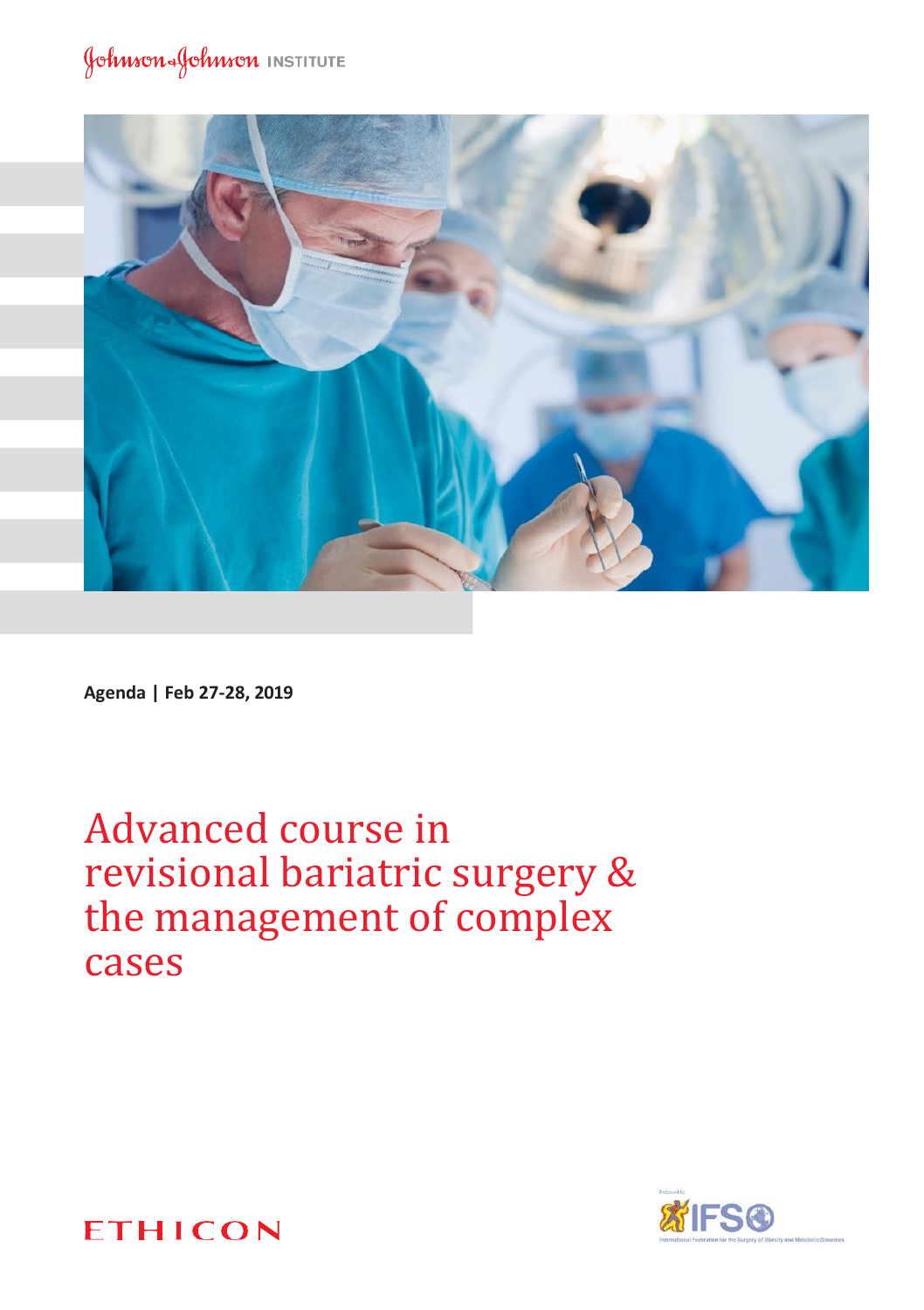Johnson & Johnson INSTITUTE

**Agenda | Feb 27-28, 2019**

# Advanced course in revisional bariatric surgery & the management of complex cases

ETHICON

Endorsed by IFSO
International Federation for the Surgery of Obesity and Metabolic Disorders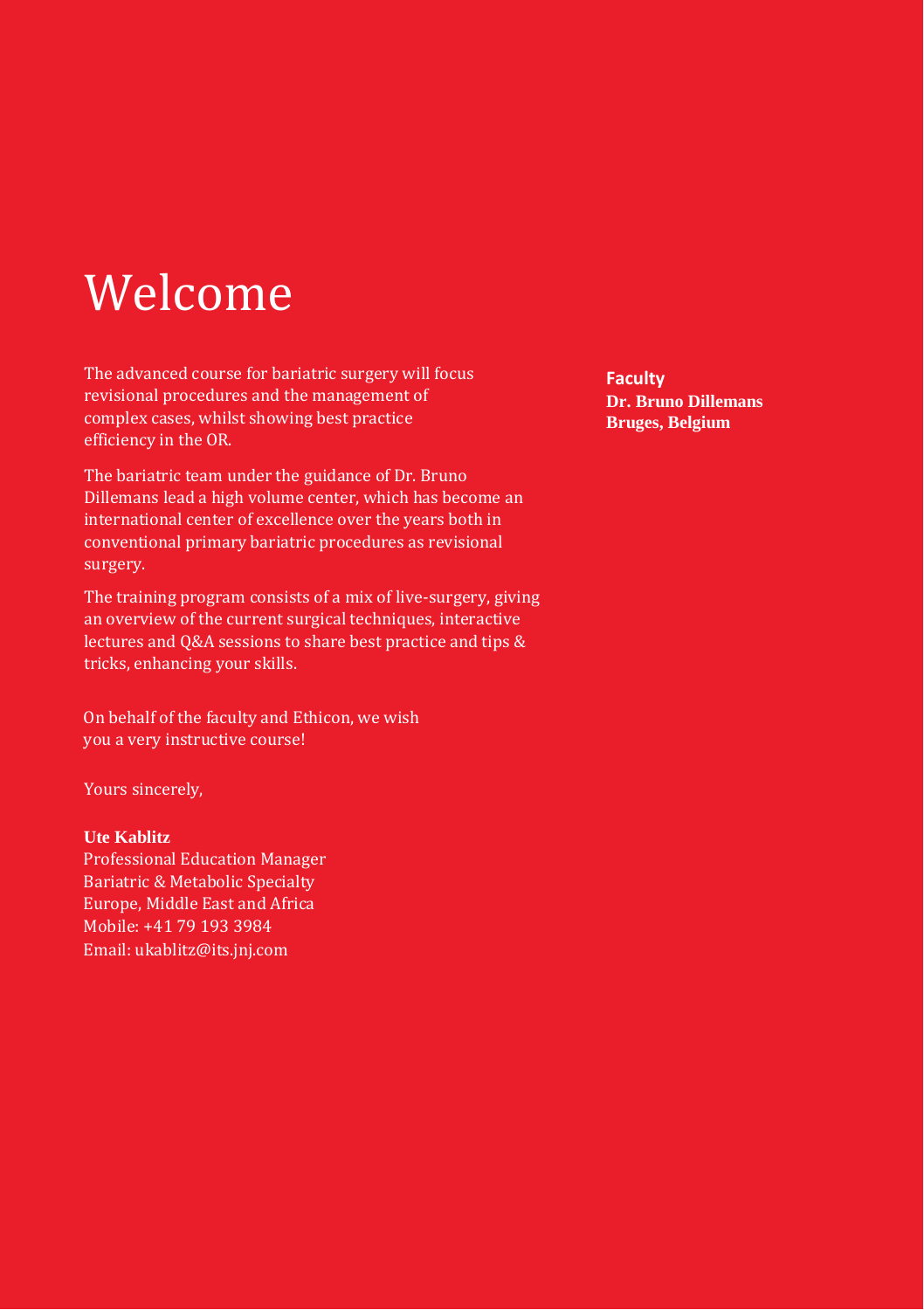# Welcome

The advanced course for bariatric surgery will focus revisional procedures and the management of complex cases, whilst showing best practice efficiency in the OR.

The bariatric team under the guidance of Dr. Bruno Dillemans lead a high volume center, which has become an international center of excellence over the years both in conventional primary bariatric procedures as revisional surgery.

The training program consists of a mix of live-surgery, giving an overview of the current surgical techniques, interactive lectures and Q&A sessions to share best practice and tips & tricks, enhancing your skills.

On behalf of the faculty and Ethicon, we wish you a very instructive course!

Yours sincerely,

**Ute Kablitz**
Professional Education Manager
Bariatric & Metabolic Specialty
Europe, Middle East and Africa
Mobile: +41 79 193 3984
Email: ukablitz@its.jnj.com

**Faculty**
**Dr. Bruno Dillemans**
**Bruges, Belgium**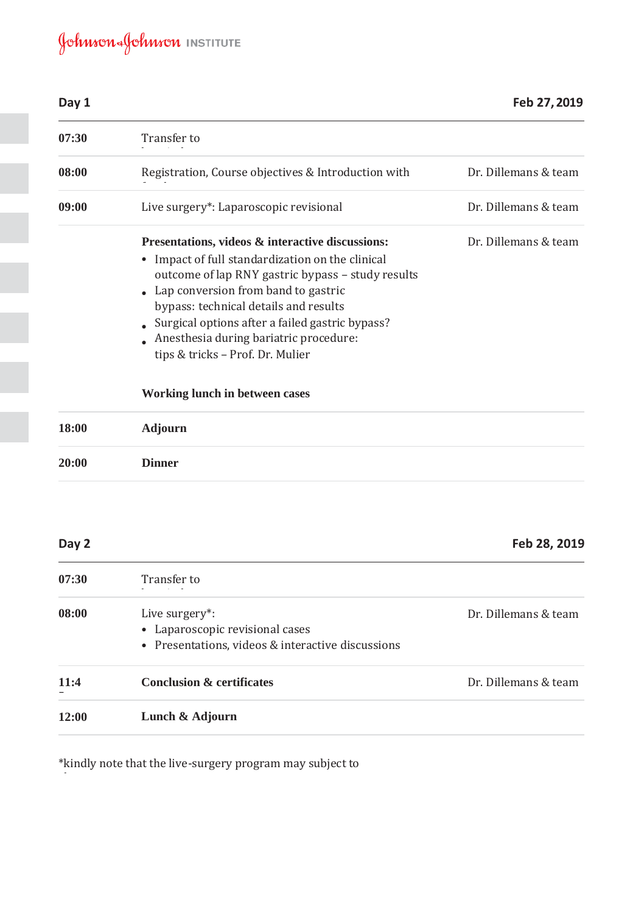**Day 1** | **Feb 27, 2019**

| | | |
|---|---|---|
| **07:30** | Transfer to | |
| **08:00** | Registration, Course objectives & Introduction with | Dr. Dillemans & team |
| **09:00** | Live surgery*: Laparoscopic revisional | Dr. Dillemans & team |
| | **Presentations, videos & interactive discussions:**<br>• Impact of full standardization on the clinical outcome of lap RNY gastric bypass – study results<br>• Lap conversion from band to gastric bypass: technical details and results<br>• Surgical options after a failed gastric bypass?<br>• Anesthesia during bariatric procedure: tips & tricks – Prof. Dr. Mulier<br><br>**Working lunch in between cases** | Dr. Dillemans & team |
| **18:00** | **Adjourn** | |
| **20:00** | **Dinner** | |

**Day 2** | **Feb 28, 2019**

| | | |
|---|---|---|
| **07:30** | Transfer to | |
| **08:00** | Live surgery*:<br>• Laparoscopic revisional cases<br>• Presentations, videos & interactive discussions | Dr. Dillemans & team |
| **11:4** | **Conclusion & certificates** | Dr. Dillemans & team |
| **12:00** | **Lunch & Adjourn** | |

*kindly note that the live-surgery program may subject to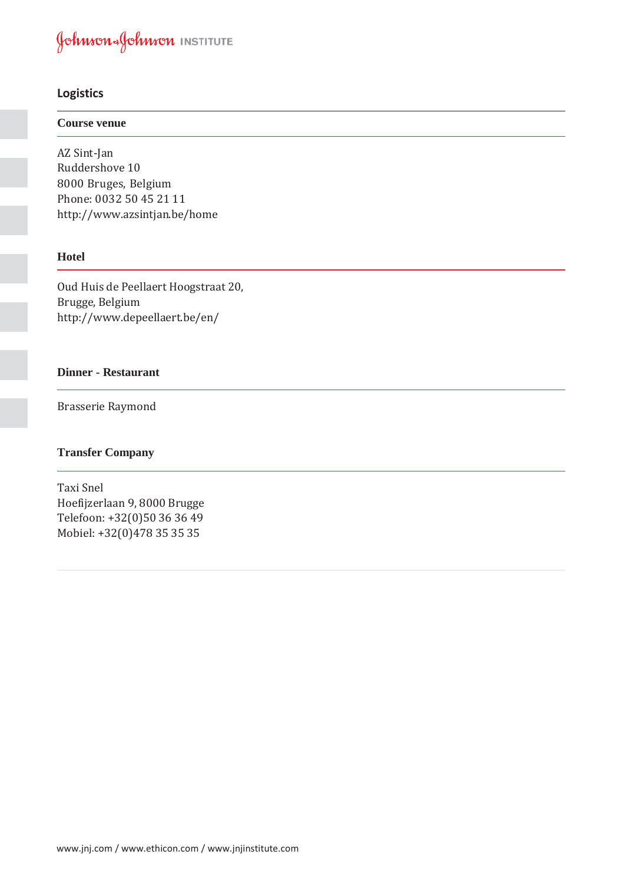## Logistics

### Course venue

AZ Sint-Jan
Ruddershove 10
8000 Bruges, Belgium
Phone: 0032 50 45 21 11
http://www.azsintjan.be/home

### Hotel

Oud Huis de Peellaert Hoogstraat 20,
Brugge, Belgium
http://www.depeellaert.be/en/

### Dinner - Restaurant

Brasserie Raymond

### Transfer Company

Taxi Snel
Hoefijzerlaan 9, 8000 Brugge
Telefoon: +32(0)50 36 36 49
Mobiel: +32(0)478 35 35 35